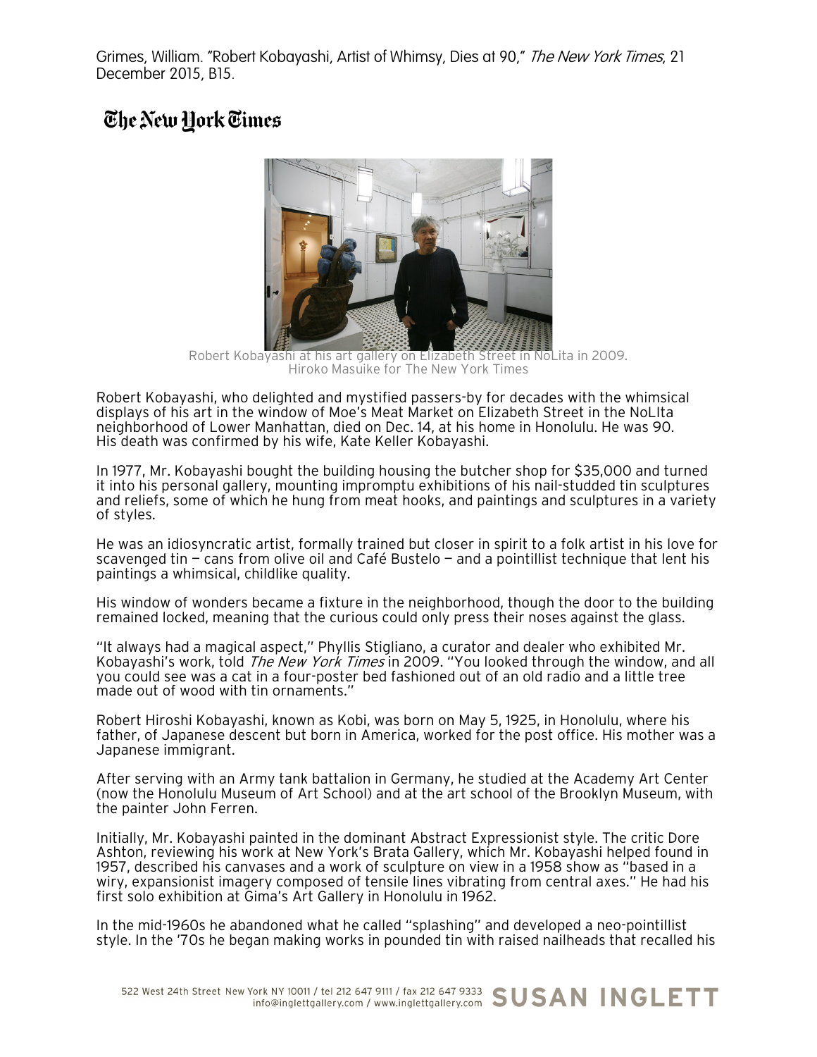Grimes, William. "Robert Kobayashi, Artist of Whimsy, Dies at 90," *The New York Times*, 21 December 2015, B15.

# The New York Times

Robert Kobayashi at his art gallery on Elizabeth Street in NoLita in 2009.
Hiroko Masuike for The New York Times

Robert Kobayashi, who delighted and mystified passers-by for decades with the whimsical displays of his art in the window of Moe's Meat Market on Elizabeth Street in the NoLIta neighborhood of Lower Manhattan, died on Dec. 14, at his home in Honolulu. He was 90. His death was confirmed by his wife, Kate Keller Kobayashi.

In 1977, Mr. Kobayashi bought the building housing the butcher shop for $35,000 and turned it into his personal gallery, mounting impromptu exhibitions of his nail-studded tin sculptures and reliefs, some of which he hung from meat hooks, and paintings and sculptures in a variety of styles.

He was an idiosyncratic artist, formally trained but closer in spirit to a folk artist in his love for scavenged tin — cans from olive oil and Café Bustelo — and a pointillist technique that lent his paintings a whimsical, childlike quality.

His window of wonders became a fixture in the neighborhood, though the door to the building remained locked, meaning that the curious could only press their noses against the glass.

"It always had a magical aspect," Phyllis Stigliano, a curator and dealer who exhibited Mr. Kobayashi's work, told *The New York Times* in 2009. "You looked through the window, and all you could see was a cat in a four-poster bed fashioned out of an old radio and a little tree made out of wood with tin ornaments."

Robert Hiroshi Kobayashi, known as Kobi, was born on May 5, 1925, in Honolulu, where his father, of Japanese descent but born in America, worked for the post office. His mother was a Japanese immigrant.

After serving with an Army tank battalion in Germany, he studied at the Academy Art Center (now the Honolulu Museum of Art School) and at the art school of the Brooklyn Museum, with the painter John Ferren.

Initially, Mr. Kobayashi painted in the dominant Abstract Expressionist style. The critic Dore Ashton, reviewing his work at New York's Brata Gallery, which Mr. Kobayashi helped found in 1957, described his canvases and a work of sculpture on view in a 1958 show as "based in a wiry, expansionist imagery composed of tensile lines vibrating from central axes." He had his first solo exhibition at Gima's Art Gallery in Honolulu in 1962.

In the mid-1960s he abandoned what he called "splashing" and developed a neo-pointillist style. In the '70s he began making works in pounded tin with raised nailheads that recalled his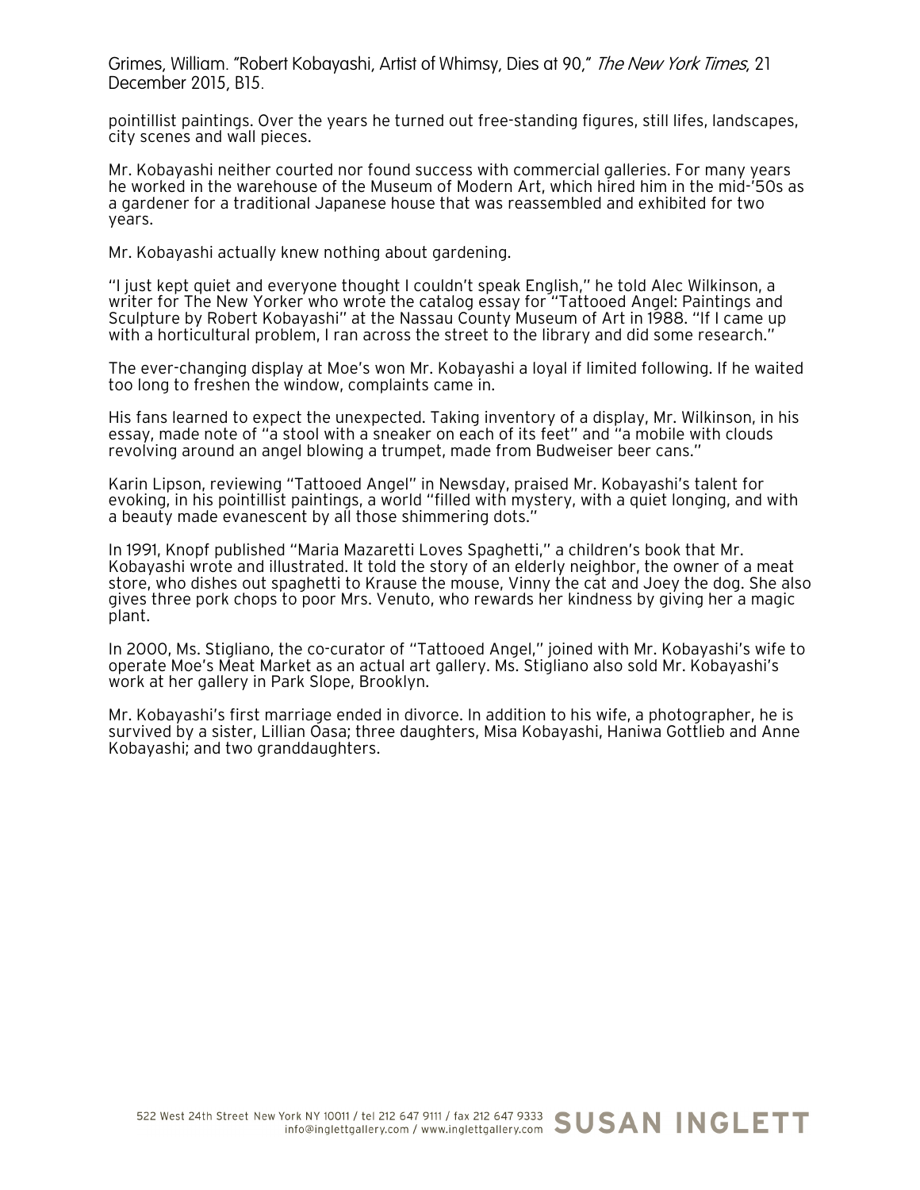pointillist paintings. Over the years he turned out free-standing figures, still lifes, landscapes, city scenes and wall pieces.

Mr. Kobayashi neither courted nor found success with commercial galleries. For many years he worked in the warehouse of the Museum of Modern Art, which hired him in the mid-'50s as a gardener for a traditional Japanese house that was reassembled and exhibited for two years.

Mr. Kobayashi actually knew nothing about gardening.

"I just kept quiet and everyone thought I couldn't speak English," he told Alec Wilkinson, a writer for The New Yorker who wrote the catalog essay for "Tattooed Angel: Paintings and Sculpture by Robert Kobayashi" at the Nassau County Museum of Art in 1988. "If I came up with a horticultural problem, I ran across the street to the library and did some research."

The ever-changing display at Moe's won Mr. Kobayashi a loyal if limited following. If he waited too long to freshen the window, complaints came in.

His fans learned to expect the unexpected. Taking inventory of a display, Mr. Wilkinson, in his essay, made note of "a stool with a sneaker on each of its feet" and "a mobile with clouds revolving around an angel blowing a trumpet, made from Budweiser beer cans."

Karin Lipson, reviewing "Tattooed Angel" in Newsday, praised Mr. Kobayashi's talent for evoking, in his pointillist paintings, a world "filled with mystery, with a quiet longing, and with a beauty made evanescent by all those shimmering dots."

In 1991, Knopf published "Maria Mazaretti Loves Spaghetti," a children's book that Mr. Kobayashi wrote and illustrated. It told the story of an elderly neighbor, the owner of a meat store, who dishes out spaghetti to Krause the mouse, Vinny the cat and Joey the dog. She also gives three pork chops to poor Mrs. Venuto, who rewards her kindness by giving her a magic plant.

In 2000, Ms. Stigliano, the co-curator of "Tattooed Angel," joined with Mr. Kobayashi's wife to operate Moe's Meat Market as an actual art gallery. Ms. Stigliano also sold Mr. Kobayashi's work at her gallery in Park Slope, Brooklyn.

Mr. Kobayashi's first marriage ended in divorce. In addition to his wife, a photographer, he is survived by a sister, Lillian Oasa; three daughters, Misa Kobayashi, Haniwa Gottlieb and Anne Kobayashi; and two granddaughters.